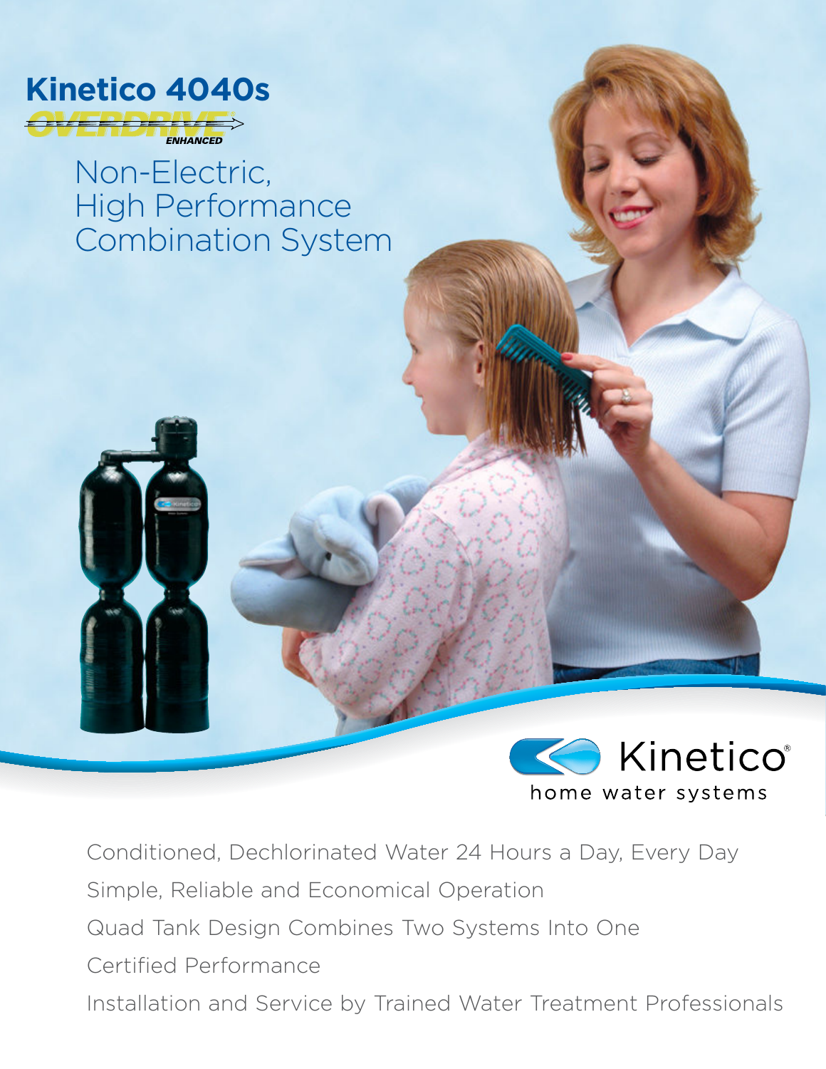# Kinetico 4040s

OVERDRIVE® ENHANCED

## Non-Electric, High Performance Combination System

Kinetico® home water systems

- Conditioned, Dechlorinated Water 24 Hours a Day, Every Day
- Simple, Reliable and Economical Operation
- Quad Tank Design Combines Two Systems Into One
- Certified Performance
- Installation and Service by Trained Water Treatment Professionals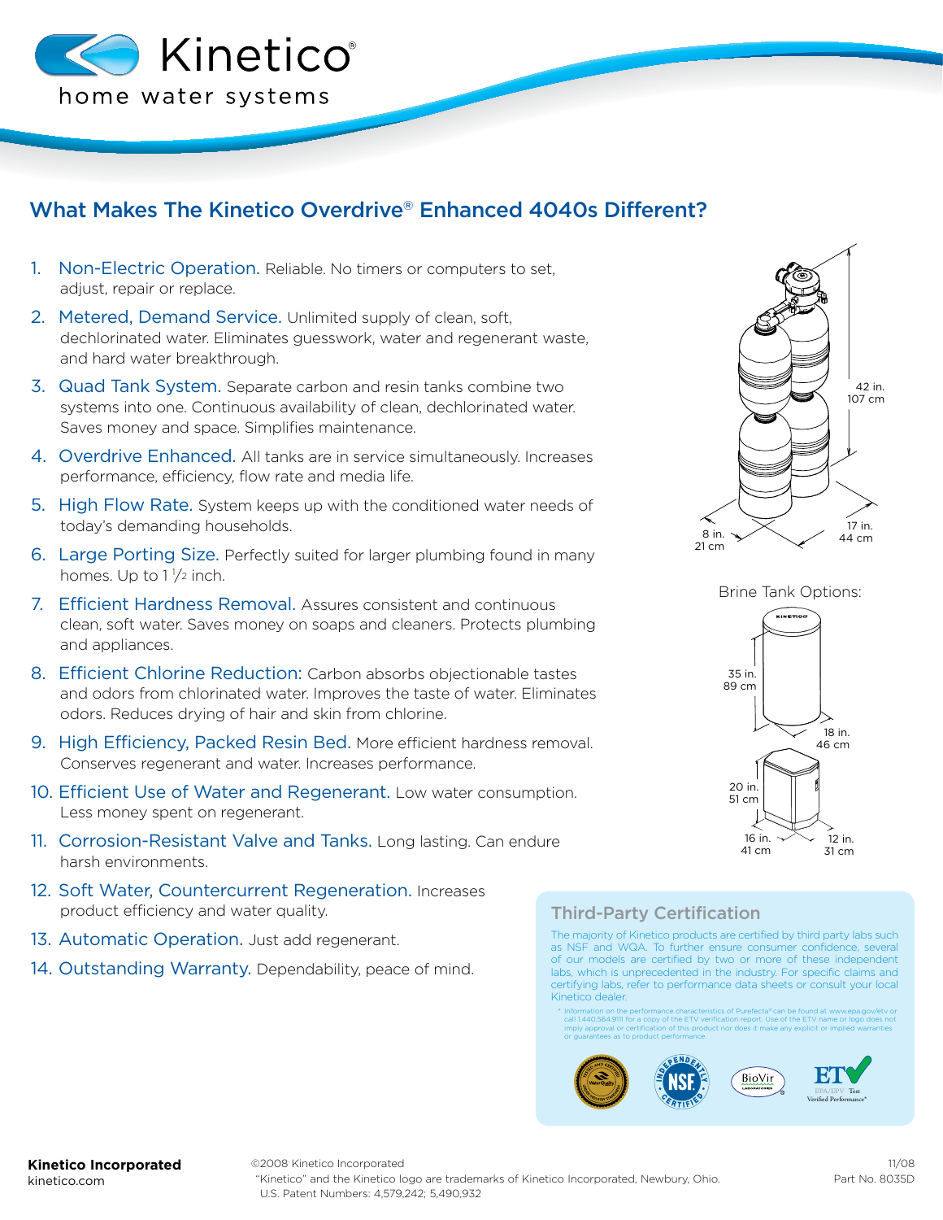# Kinetico®

home water systems

## What Makes The Kinetico Overdrive® Enhanced 4040s Different?

1. **Non-Electric Operation.** Reliable. No timers or computers to set, adjust, repair or replace.
2. **Metered, Demand Service.** Unlimited supply of clean, soft, dechlorinated water. Eliminates guesswork, water and regenerant waste, and hard water breakthrough.
3. **Quad Tank System.** Separate carbon and resin tanks combine two systems into one. Continuous availability of clean, dechlorinated water. Saves money and space. Simplifies maintenance.
4. **Overdrive Enhanced.** All tanks are in service simultaneously. Increases performance, efficiency, flow rate and media life.
5. **High Flow Rate.** System keeps up with the conditioned water needs of today's demanding households.
6. **Large Porting Size.** Perfectly suited for larger plumbing found in many homes. Up to 1 1/2 inch.
7. **Efficient Hardness Removal.** Assures consistent and continuous clean, soft water. Saves money on soaps and cleaners. Protects plumbing and appliances.
8. **Efficient Chlorine Reduction:** Carbon absorbs objectionable tastes and odors from chlorinated water. Improves the taste of water. Eliminates odors. Reduces drying of hair and skin from chlorine.
9. **High Efficiency, Packed Resin Bed.** More efficient hardness removal. Conserves regenerant and water. Increases performance.
10. **Efficient Use of Water and Regenerant.** Low water consumption. Less money spent on regenerant.
11. **Corrosion-Resistant Valve and Tanks.** Long lasting. Can endure harsh environments.
12. **Soft Water, Countercurrent Regeneration.** Increases product efficiency and water quality.
13. **Automatic Operation.** Just add regenerant.
14. **Outstanding Warranty.** Dependability, peace of mind.

42 in.
107 cm

8 in.
21 cm

17 in.
44 cm

Brine Tank Options:

35 in.
89 cm

18 in.
46 cm

20 in.
51 cm

16 in.
41 cm

12 in.
31 cm

### Third-Party Certification

The majority of Kinetico products are certified by third party labs such as NSF and WQA. To further ensure consumer confidence, several of our models are certified by two or more of these independent labs, which is unprecedented in the industry. For specific claims and certifying labs, refer to performance data sheets or consult your local Kinetico dealer.

\* Information on the performance characteristics of Purefecta® can be found at www.epa.gov/etv or call 1.440.564.9111 for a copy of the ETV verification report. Use of the ETV name or logo does not imply approval or certification of this product nor does it make any explicit or implied warranties or guarantees as to product performance.

**Kinetico Incorporated**
kinetico.com

©2008 Kinetico Incorporated
"Kinetico" and the Kinetico logo are trademarks of Kinetico Incorporated, Newbury, Ohio.
U.S. Patent Numbers: 4,579,242; 5,490,932

11/08
Part No. 8035D